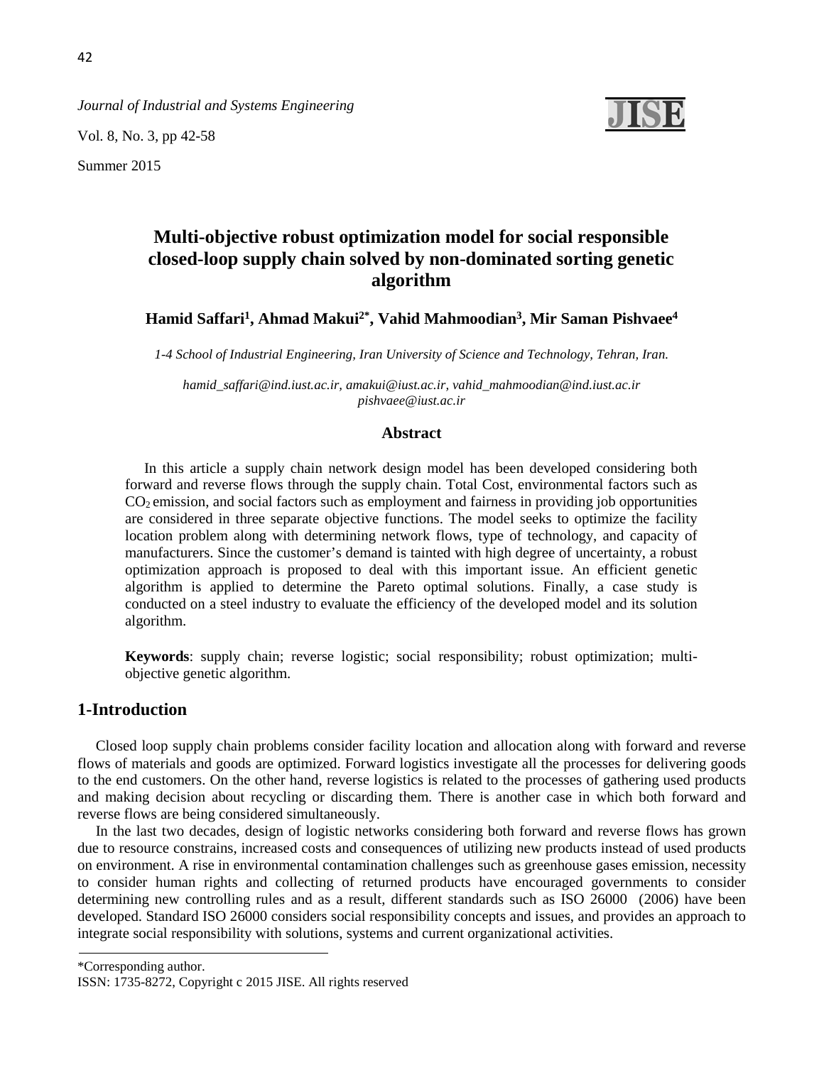*Journal of Industrial and Systems Engineering*

Vol. 8, No. 3, pp 42-58

Summer 2015

# Multi-objective robust optimization model for social responsible closed-loop supply chain solved by non-dominated sorting genetic algorithm

**Hamid Saffari[1], Ahmad Makui[2*], Vahid Mahmoodian[3], Mir Saman Pishvaee[4]**

*1-4 School of Industrial Engineering, Iran University of Science and Technology, Tehran, Iran.*

*hamid_saffari@ind.iust.ac.ir, amakui@iust.ac.ir, vahid_mahmoodian@ind.iust.ac.ir pishvaee@iust.ac.ir*

### Abstract

In this article a supply chain network design model has been developed considering both forward and reverse flows through the supply chain. Total Cost, environmental factors such as $CO_2$ emission, and social factors such as employment and fairness in providing job opportunities are considered in three separate objective functions. The model seeks to optimize the facility location problem along with determining network flows, type of technology, and capacity of manufacturers. Since the customer's demand is tainted with high degree of uncertainty, a robust optimization approach is proposed to deal with this important issue. An efficient genetic algorithm is applied to determine the Pareto optimal solutions. Finally, a case study is conducted on a steel industry to evaluate the efficiency of the developed model and its solution algorithm.

**Keywords**: supply chain; reverse logistic; social responsibility; robust optimization; multi-objective genetic algorithm.

## 1-Introduction

Closed loop supply chain problems consider facility location and allocation along with forward and reverse flows of materials and goods are optimized. Forward logistics investigate all the processes for delivering goods to the end customers. On the other hand, reverse logistics is related to the processes of gathering used products and making decision about recycling or discarding them. There is another case in which both forward and reverse flows are being considered simultaneously.

In the last two decades, design of logistic networks considering both forward and reverse flows has grown due to resource constrains, increased costs and consequences of utilizing new products instead of used products on environment. A rise in environmental contamination challenges such as greenhouse gases emission, necessity to consider human rights and collecting of returned products have encouraged governments to consider determining new controlling rules and as a result, different standards such as ISO 26000 (2006) have been developed. Standard ISO 26000 considers social responsibility concepts and issues, and provides an approach to integrate social responsibility with solutions, systems and current organizational activities.

*Corresponding author.

ISSN: 1735-8272, Copyright c 2015 JISE. All rights reserved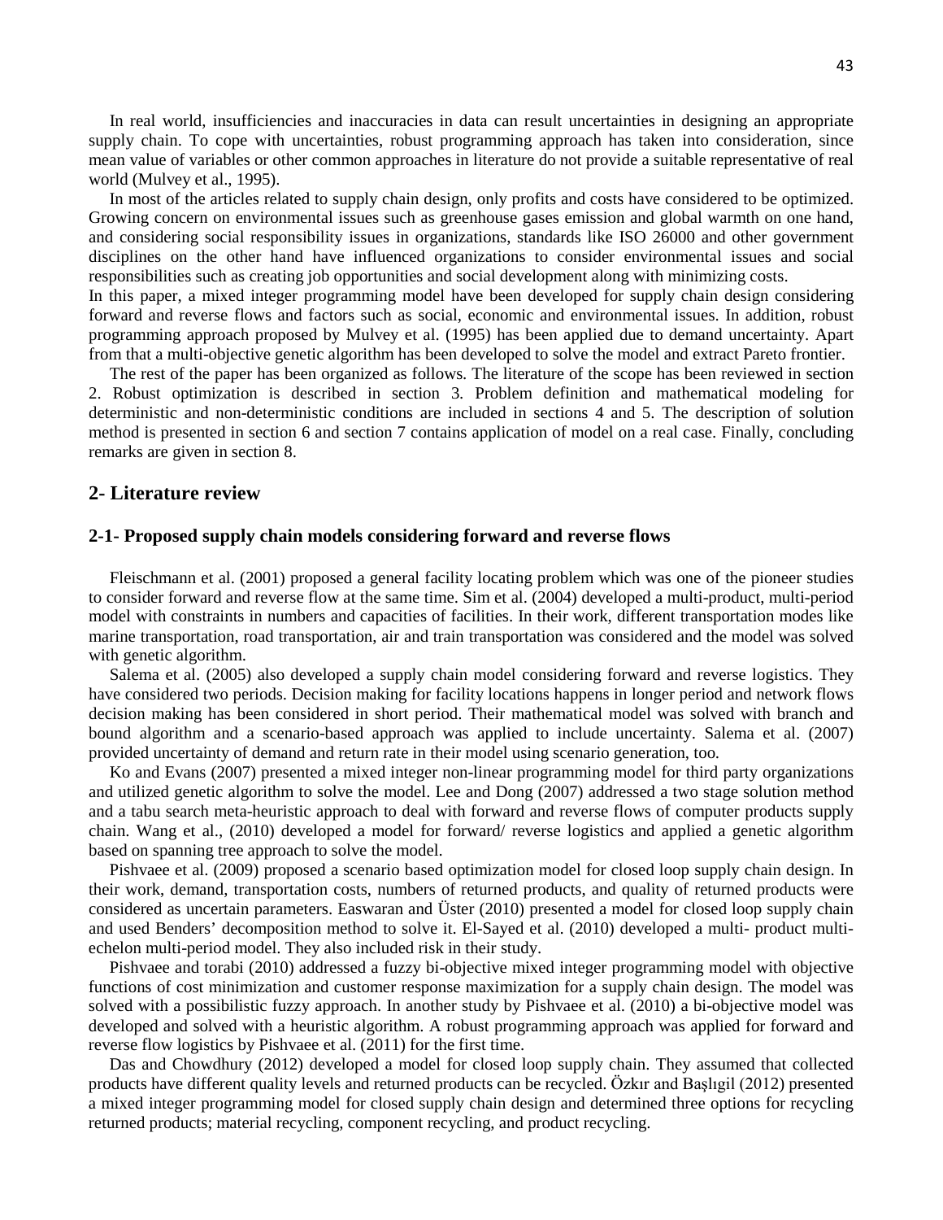In real world, insufficiencies and inaccuracies in data can result uncertainties in designing an appropriate supply chain. To cope with uncertainties, robust programming approach has taken into consideration, since mean value of variables or other common approaches in literature do not provide a suitable representative of real world (Mulvey et al., 1995).

In most of the articles related to supply chain design, only profits and costs have considered to be optimized. Growing concern on environmental issues such as greenhouse gases emission and global warmth on one hand, and considering social responsibility issues in organizations, standards like ISO 26000 and other government disciplines on the other hand have influenced organizations to consider environmental issues and social responsibilities such as creating job opportunities and social development along with minimizing costs.

In this paper, a mixed integer programming model have been developed for supply chain design considering forward and reverse flows and factors such as social, economic and environmental issues. In addition, robust programming approach proposed by Mulvey et al. (1995) has been applied due to demand uncertainty. Apart from that a multi-objective genetic algorithm has been developed to solve the model and extract Pareto frontier.

The rest of the paper has been organized as follows. The literature of the scope has been reviewed in section 2. Robust optimization is described in section 3. Problem definition and mathematical modeling for deterministic and non-deterministic conditions are included in sections 4 and 5. The description of solution method is presented in section 6 and section 7 contains application of model on a real case. Finally, concluding remarks are given in section 8.

## 2- Literature review

### 2-1- Proposed supply chain models considering forward and reverse flows

Fleischmann et al. (2001) proposed a general facility locating problem which was one of the pioneer studies to consider forward and reverse flow at the same time. Sim et al. (2004) developed a multi-product, multi-period model with constraints in numbers and capacities of facilities. In their work, different transportation modes like marine transportation, road transportation, air and train transportation was considered and the model was solved with genetic algorithm.

Salema et al. (2005) also developed a supply chain model considering forward and reverse logistics. They have considered two periods. Decision making for facility locations happens in longer period and network flows decision making has been considered in short period. Their mathematical model was solved with branch and bound algorithm and a scenario-based approach was applied to include uncertainty. Salema et al. (2007) provided uncertainty of demand and return rate in their model using scenario generation, too.

Ko and Evans (2007) presented a mixed integer non-linear programming model for third party organizations and utilized genetic algorithm to solve the model. Lee and Dong (2007) addressed a two stage solution method and a tabu search meta-heuristic approach to deal with forward and reverse flows of computer products supply chain. Wang et al., (2010) developed a model for forward/ reverse logistics and applied a genetic algorithm based on spanning tree approach to solve the model.

Pishvaee et al. (2009) proposed a scenario based optimization model for closed loop supply chain design. In their work, demand, transportation costs, numbers of returned products, and quality of returned products were considered as uncertain parameters. Easwaran and Üster (2010) presented a model for closed loop supply chain and used Benders' decomposition method to solve it. El-Sayed et al. (2010) developed a multi- product multi-echelon multi-period model. They also included risk in their study.

Pishvaee and torabi (2010) addressed a fuzzy bi-objective mixed integer programming model with objective functions of cost minimization and customer response maximization for a supply chain design. The model was solved with a possibilistic fuzzy approach. In another study by Pishvaee et al. (2010) a bi-objective model was developed and solved with a heuristic algorithm. A robust programming approach was applied for forward and reverse flow logistics by Pishvaee et al. (2011) for the first time.

Das and Chowdhury (2012) developed a model for closed loop supply chain. They assumed that collected products have different quality levels and returned products can be recycled. Özkır and Başlıgil (2012) presented a mixed integer programming model for closed supply chain design and determined three options for recycling returned products; material recycling, component recycling, and product recycling.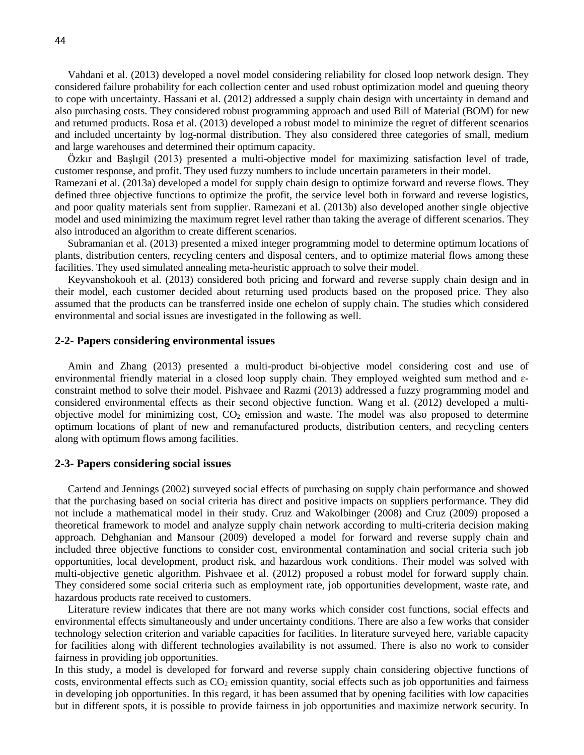Vahdani et al. (2013) developed a novel model considering reliability for closed loop network design. They considered failure probability for each collection center and used robust optimization model and queuing theory to cope with uncertainty. Hassani et al. (2012) addressed a supply chain design with uncertainty in demand and also purchasing costs. They considered robust programming approach and used Bill of Material (BOM) for new and returned products. Rosa et al. (2013) developed a robust model to minimize the regret of different scenarios and included uncertainty by log-normal distribution. They also considered three categories of small, medium and large warehouses and determined their optimum capacity.

Özkır and Başlıgil (2013) presented a multi-objective model for maximizing satisfaction level of trade, customer response, and profit. They used fuzzy numbers to include uncertain parameters in their model.

Ramezani et al. (2013a) developed a model for supply chain design to optimize forward and reverse flows. They defined three objective functions to optimize the profit, the service level both in forward and reverse logistics, and poor quality materials sent from supplier. Ramezani et al. (2013b) also developed another single objective model and used minimizing the maximum regret level rather than taking the average of different scenarios. They also introduced an algorithm to create different scenarios.

Subramanian et al. (2013) presented a mixed integer programming model to determine optimum locations of plants, distribution centers, recycling centers and disposal centers, and to optimize material flows among these facilities. They used simulated annealing meta-heuristic approach to solve their model.

Keyvanshokooh et al. (2013) considered both pricing and forward and reverse supply chain design and in their model, each customer decided about returning used products based on the proposed price. They also assumed that the products can be transferred inside one echelon of supply chain. The studies which considered environmental and social issues are investigated in the following as well.

## 2-2- Papers considering environmental issues

Amin and Zhang (2013) presented a multi-product bi-objective model considering cost and use of environmental friendly material in a closed loop supply chain. They employed weighted sum method and ε-constraint method to solve their model. Pishvaee and Razmi (2013) addressed a fuzzy programming model and considered environmental effects as their second objective function. Wang et al. (2012) developed a multi-objective model for minimizing cost, $CO_2$ emission and waste. The model was also proposed to determine optimum locations of plant of new and remanufactured products, distribution centers, and recycling centers along with optimum flows among facilities.

## 2-3- Papers considering social issues

Cartend and Jennings (2002) surveyed social effects of purchasing on supply chain performance and showed that the purchasing based on social criteria has direct and positive impacts on suppliers performance. They did not include a mathematical model in their study. Cruz and Wakolbinger (2008) and Cruz (2009) proposed a theoretical framework to model and analyze supply chain network according to multi-criteria decision making approach. Dehghanian and Mansour (2009) developed a model for forward and reverse supply chain and included three objective functions to consider cost, environmental contamination and social criteria such job opportunities, local development, product risk, and hazardous work conditions. Their model was solved with multi-objective genetic algorithm. Pishvaee et al. (2012) proposed a robust model for forward supply chain. They considered some social criteria such as employment rate, job opportunities development, waste rate, and hazardous products rate received to customers.

Literature review indicates that there are not many works which consider cost functions, social effects and environmental effects simultaneously and under uncertainty conditions. There are also a few works that consider technology selection criterion and variable capacities for facilities. In literature surveyed here, variable capacity for facilities along with different technologies availability is not assumed. There is also no work to consider fairness in providing job opportunities.

In this study, a model is developed for forward and reverse supply chain considering objective functions of costs, environmental effects such as $CO_2$ emission quantity, social effects such as job opportunities and fairness in developing job opportunities. In this regard, it has been assumed that by opening facilities with low capacities but in different spots, it is possible to provide fairness in job opportunities and maximize network security. In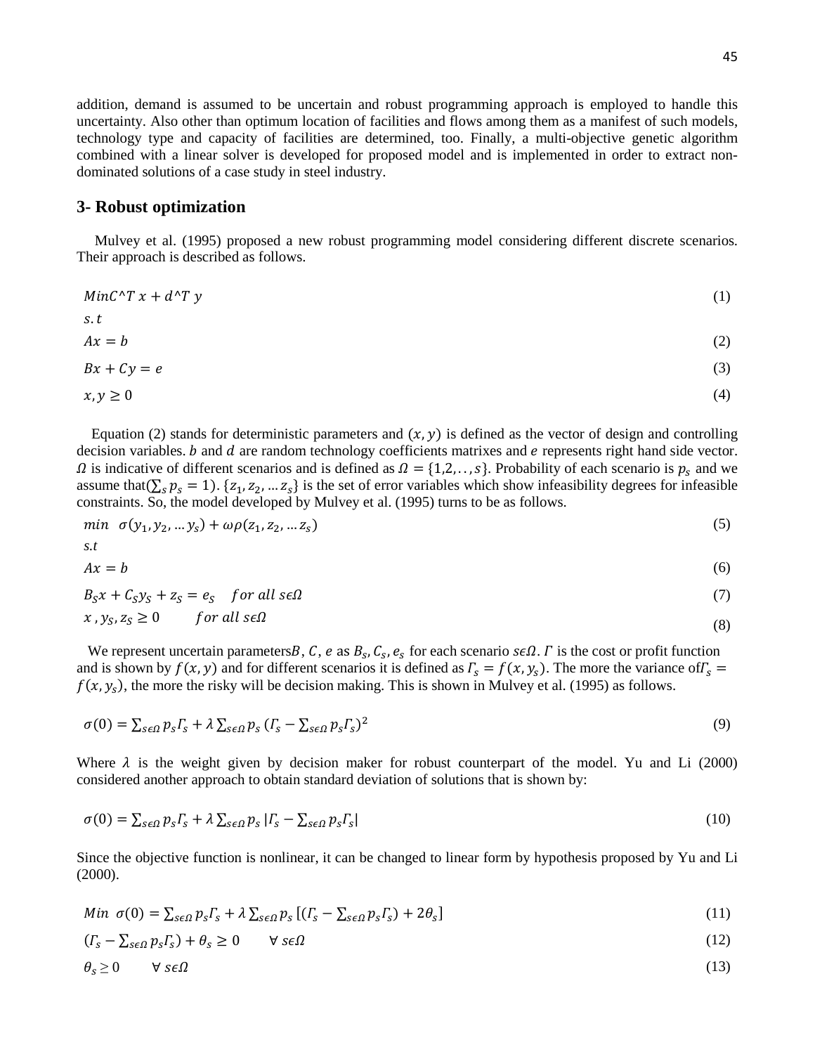addition, demand is assumed to be uncertain and robust programming approach is employed to handle this uncertainty. Also other than optimum location of facilities and flows among them as a manifest of such models, technology type and capacity of facilities are determined, too. Finally, a multi-objective genetic algorithm combined with a linear solver is developed for proposed model and is implemented in order to extract non-dominated solutions of a case study in steel industry.

## 3- Robust optimization

Mulvey et al. (1995) proposed a new robust programming model considering different discrete scenarios. Their approach is described as follows.

$$MinC\hat{}T\ x + d\hat{}T\ y \tag{1}$$

$s.t$

$$Ax = b \tag{2}$$

$$Bx + Cy = e \tag{3}$$

$$x, y \geq 0 \tag{4}$$

Equation (2) stands for deterministic parameters and $(x, y)$ is defined as the vector of design and controlling decision variables. $b$ and $d$ are random technology coefficients matrixes and $e$ represents right hand side vector. $\Omega$ is indicative of different scenarios and is defined as $\Omega = \{1,2,..,s\}$. Probability of each scenario is $p_s$ and we assume that$(\sum_s p_s = 1)$. $\{z_1, z_2, \dots z_s\}$ is the set of error variables which show infeasibility degrees for infeasible constraints. So, the model developed by Mulvey et al. (1995) turns to be as follows.

$$min\ \ \sigma(y_1, y_2, \dots y_s) + \omega\rho(z_1, z_2, \dots z_s) \tag{5}$$

$s.t$

$$Ax = b \tag{6}$$

$$B_S x + C_S y_S + z_S = e_S \quad for\ all\ s\epsilon\Omega \tag{7}$$

$$x\ , y_S, z_S \geq 0 \qquad for\ all\ s\epsilon\Omega \tag{8}$$

We represent uncertain parameters$B$, $C$, $e$ as $B_s$, $C_s$, $e_s$ for each scenario $s\epsilon\Omega$. $\Gamma$ is the cost or profit function and is shown by $f(x, y)$ and for different scenarios it is defined as $\Gamma_s = f(x, y_s)$. The more the variance of$\Gamma_s = f(x, y_s)$, the more the risky will be decision making. This is shown in Mulvey et al. (1995) as follows.

$$\sigma(0) = \sum_{s\epsilon\Omega} p_s \Gamma_s + \lambda \sum_{s\epsilon\Omega} p_s\ (\Gamma_s - \sum_{s\epsilon\Omega} p_s \Gamma_s)^2 \tag{9}$$

Where $\lambda$ is the weight given by decision maker for robust counterpart of the model. Yu and Li (2000) considered another approach to obtain standard deviation of solutions that is shown by:

$$\sigma(0) = \sum_{s\epsilon\Omega} p_s \Gamma_s + \lambda \sum_{s\epsilon\Omega} p_s\ |\Gamma_s - \sum_{s\epsilon\Omega} p_s \Gamma_s| \tag{10}$$

Since the objective function is nonlinear, it can be changed to linear form by hypothesis proposed by Yu and Li (2000).

$$Min\ \ \sigma(0) = \sum_{s\epsilon\Omega} p_s \Gamma_s + \lambda \sum_{s\epsilon\Omega} p_s\ [(\Gamma_s - \sum_{s\epsilon\Omega} p_s \Gamma_s) + 2\theta_s] \tag{11}$$

$$(\Gamma_s - \sum_{s\epsilon\Omega} p_s \Gamma_s) + \theta_s \geq 0 \qquad \forall\ s\epsilon\Omega \tag{12}$$

$$\theta_s \geq 0 \qquad \forall\ s\epsilon\Omega \tag{13}$$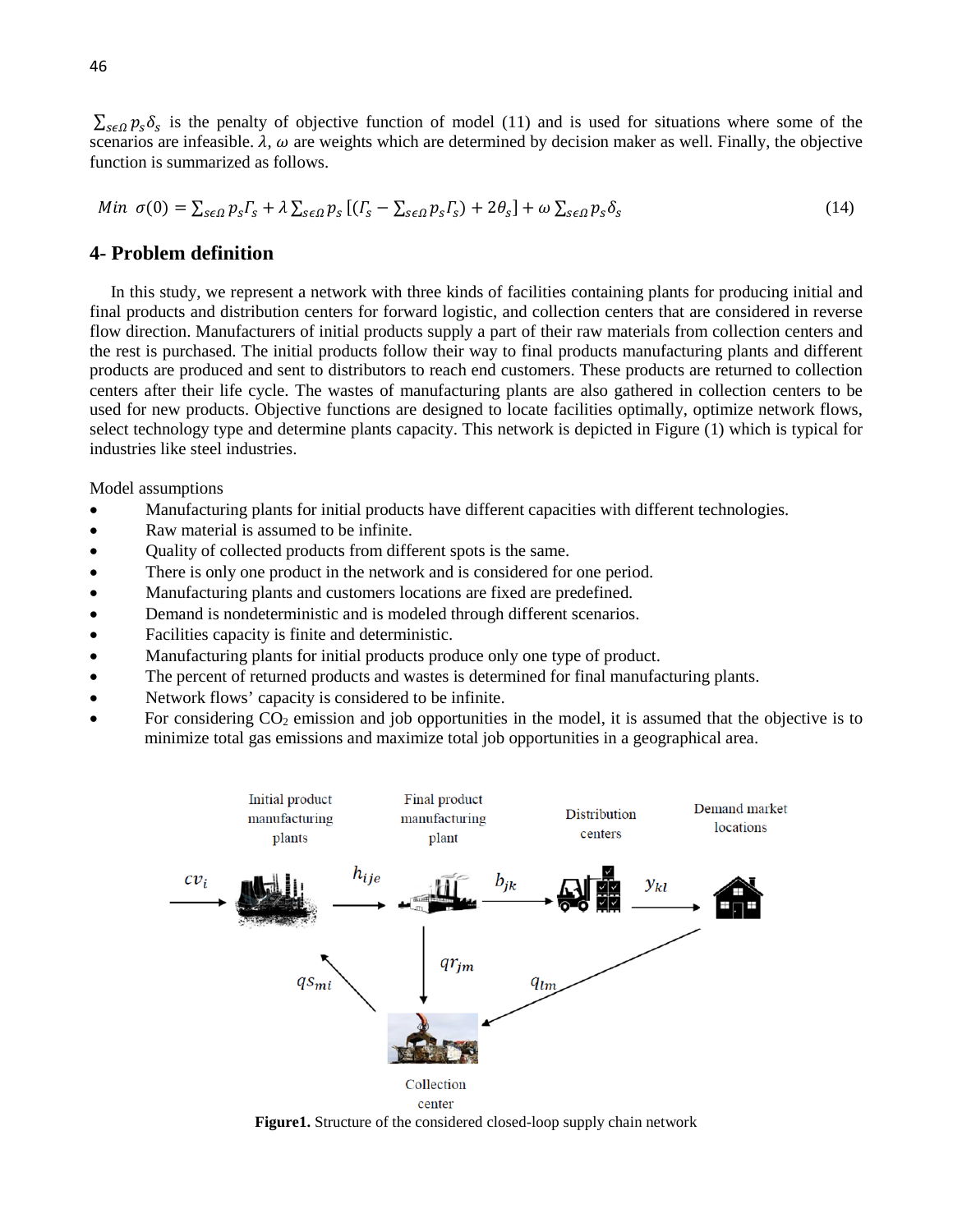$\sum_{s\epsilon\Omega} p_s \delta_s$ is the penalty of objective function of model (11) and is used for situations where some of the scenarios are infeasible. $\lambda$, $\omega$ are weights which are determined by decision maker as well. Finally, the objective function is summarized as follows.

$$Min \;\; \sigma(0) = \sum_{s\epsilon\Omega} p_s \Gamma_s + \lambda \sum_{s\epsilon\Omega} p_s \left[ \left( \Gamma_s - \sum_{s\epsilon\Omega} p_s \Gamma_s \right) + 2\theta_s \right] + \omega \sum_{s\epsilon\Omega} p_s \delta_s \tag{14}$$

## 4- Problem definition

In this study, we represent a network with three kinds of facilities containing plants for producing initial and final products and distribution centers for forward logistic, and collection centers that are considered in reverse flow direction. Manufacturers of initial products supply a part of their raw materials from collection centers and the rest is purchased. The initial products follow their way to final products manufacturing plants and different products are produced and sent to distributors to reach end customers. These products are returned to collection centers after their life cycle. The wastes of manufacturing plants are also gathered in collection centers to be used for new products. Objective functions are designed to locate facilities optimally, optimize network flows, select technology type and determine plants capacity. This network is depicted in Figure (1) which is typical for industries like steel industries.

Model assumptions

- Manufacturing plants for initial products have different capacities with different technologies.
- Raw material is assumed to be infinite.
- Quality of collected products from different spots is the same.
- There is only one product in the network and is considered for one period.
- Manufacturing plants and customers locations are fixed are predefined.
- Demand is nondeterministic and is modeled through different scenarios.
- Facilities capacity is finite and deterministic.
- Manufacturing plants for initial products produce only one type of product.
- The percent of returned products and wastes is determined for final manufacturing plants.
- Network flows' capacity is considered to be infinite.
- For considering $CO_2$ emission and job opportunities in the model, it is assumed that the objective is to minimize total gas emissions and maximize total job opportunities in a geographical area.

**Figure1.** Structure of the considered closed-loop supply chain network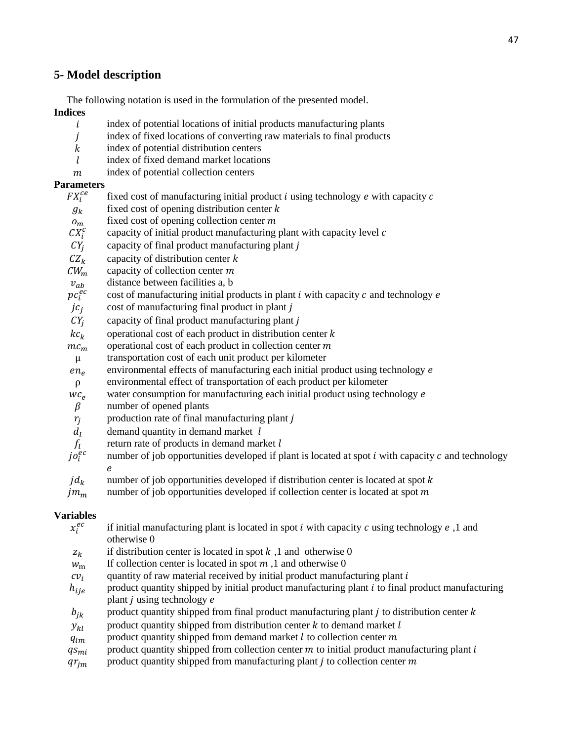## 5- Model description

The following notation is used in the formulation of the presented model.

**Indices**

| | |
|---|---|
| $i$ | index of potential locations of initial products manufacturing plants |
| $j$ | index of fixed locations of converting raw materials to final products |
| $k$ | index of potential distribution centers |
| $l$ | index of fixed demand market locations |
| $m$ | index of potential collection centers |

**Parameters**

| | |
|---|---|
| $FX_i^{ce}$ | fixed cost of manufacturing initial product $i$ using technology $e$ with capacity $c$ |
| $g_k$ | fixed cost of opening distribution center $k$ |
| $o_m$ | fixed cost of opening collection center $m$ |
| $CX_i^c$ | capacity of initial product manufacturing plant with capacity level $c$ |
| $CY_j$ | capacity of final product manufacturing plant $j$ |
| $CZ_k$ | capacity of distribution center $k$ |
| $CW_m$ | capacity of collection center $m$ |
| $v_{ab}$ | distance between facilities a, b |
| $pc_i^{ec}$ | cost of manufacturing initial products in plant $i$ with capacity $c$ and technology $e$ |
| $jc_j$ | cost of manufacturing final product in plant $j$ |
| $CY_j$ | capacity of final product manufacturing plant $j$ |
| $kc_k$ | operational cost of each product in distribution center $k$ |
| $mc_m$ | operational cost of each product in collection center $m$ |
| $\mu$ | transportation cost of each unit product per kilometer |
| $en_e$ | environmental effects of manufacturing each initial product using technology $e$ |
| $\rho$ | environmental effect of transportation of each product per kilometer |
| $wc_e$ | water consumption for manufacturing each initial product using technology $e$ |
| $\beta$ | number of opened plants |
| $r_j$ | production rate of final manufacturing plant $j$ |
| $d_l$ | demand quantity in demand market $l$ |
| $f_l$ | return rate of products in demand market $l$ |
| $jo_i^{ec}$ | number of job opportunities developed if plant is located at spot $i$ with capacity $c$ and technology $e$ |
| $jd_k$ | number of job opportunities developed if distribution center is located at spot $k$ |
| $jm_m$ | number of job opportunities developed if collection center is located at spot $m$ |

**Variables**

| | |
|---|---|
| $x_i^{ec}$ | if initial manufacturing plant is located in spot $i$ with capacity $c$ using technology $e$ ,1 and otherwise 0 |
| $z_k$ | if distribution center is located in spot $k$ ,1 and otherwise 0 |
| $w_m$ | If collection center is located in spot $m$ ,1 and otherwise 0 |
| $cv_i$ | quantity of raw material received by initial product manufacturing plant $i$ |
| $h_{ije}$ | product quantity shipped by initial product manufacturing plant $i$ to final product manufacturing plant $j$ using technology $e$ |
| $b_{jk}$ | product quantity shipped from final product manufacturing plant $j$ to distribution center $k$ |
| $y_{kl}$ | product quantity shipped from distribution center $k$ to demand market $l$ |
| $q_{lm}$ | product quantity shipped from demand market $l$ to collection center $m$ |
| $qs_{mi}$ | product quantity shipped from collection center $m$ to initial product manufacturing plant $i$ |
| $qr_{jm}$ | product quantity shipped from manufacturing plant $j$ to collection center $m$ |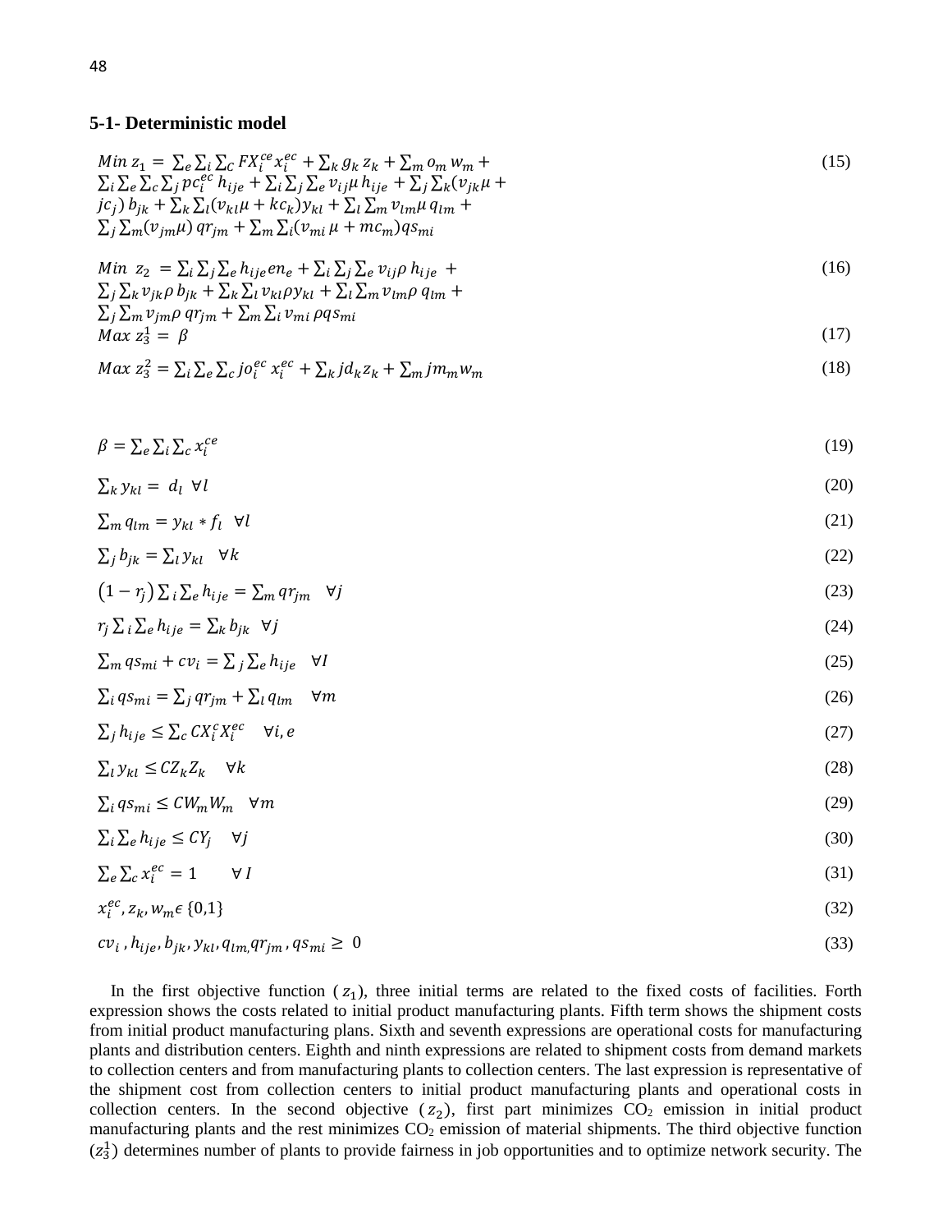### 5-1- Deterministic model

$$Min\ z_1 = \sum_e \sum_i \sum_C FX_i^{ce} x_i^{ec} + \sum_k g_k z_k + \sum_m o_m w_m + \sum_i \sum_e \sum_c \sum_j pc_i^{ec} h_{ije} + \sum_i \sum_j \sum_e v_{ij} \mu h_{ije} + \sum_j \sum_k (v_{jk}\mu + jc_j) b_{jk} + \sum_k \sum_l (v_{kl}\mu + kc_k) y_{kl} + \sum_l \sum_m v_{lm}\mu q_{lm} + \sum_j \sum_m (v_{jm}\mu) qr_{jm} + \sum_m \sum_i (v_{mi}\mu + mc_m) qs_{mi} \quad (15)$$

$$Min\ z_2 = \sum_i \sum_j \sum_e h_{ije} en_e + \sum_i \sum_j \sum_e v_{ij}\rho h_{ije} + \sum_j \sum_k v_{jk}\rho b_{jk} + \sum_k \sum_l v_{kl}\rho y_{kl} + \sum_l \sum_m v_{lm}\rho q_{lm} + \sum_j \sum_m v_{jm}\rho qr_{jm} + \sum_m \sum_i v_{mi}\rho qs_{mi} \quad (16)$$

$$Max\ z_3^1 = \beta \quad (17)$$

$$Max\ z_3^2 = \sum_i \sum_e \sum_c jo_i^{ec} x_i^{ec} + \sum_k jd_k z_k + \sum_m jm_m w_m \quad (18)$$

$$\beta = \sum_e \sum_i \sum_c x_i^{ce} \quad (19)$$

$$\sum_k y_{kl} = d_l \quad \forall l \quad (20)$$

$$\sum_m q_{lm} = y_{kl} * f_l \quad \forall l \quad (21)$$

$$\sum_j b_{jk} = \sum_l y_{kl} \quad \forall k \quad (22)$$

$$(1 - r_j) \sum_i \sum_e h_{ije} = \sum_m qr_{jm} \quad \forall j \quad (23)$$

$$r_j \sum_i \sum_e h_{ije} = \sum_k b_{jk} \quad \forall j \quad (24)$$

$$\sum_m qs_{mi} + cv_i = \sum_j \sum_e h_{ije} \quad \forall I \quad (25)$$

$$\sum_i qs_{mi} = \sum_j qr_{jm} + \sum_l q_{lm} \quad \forall m \quad (26)$$

$$\sum_j h_{ije} \leq \sum_c CX_i^c X_i^{ec} \quad \forall i, e \quad (27)$$

$$\sum_l y_{kl} \leq CZ_k Z_k \quad \forall k \quad (28)$$

$$\sum_i qs_{mi} \leq CW_m W_m \quad \forall m \quad (29)$$

$$\sum_i \sum_e h_{ije} \leq CY_j \quad \forall j \quad (30)$$

$$\sum_e \sum_c x_i^{ec} = 1 \quad \forall I \quad (31)$$

$$x_i^{ec}, z_k, w_m \epsilon \{0,1\} \quad (32)$$

$$cv_i, h_{ije}, b_{jk}, y_{kl}, q_{lm,} qr_{jm}, qs_{mi} \geq 0 \quad (33)$$

In the first objective function ($z_1$), three initial terms are related to the fixed costs of facilities. Forth expression shows the costs related to initial product manufacturing plants. Fifth term shows the shipment costs from initial product manufacturing plans. Sixth and seventh expressions are operational costs for manufacturing plants and distribution centers. Eighth and ninth expressions are related to shipment costs from demand markets to collection centers and from manufacturing plants to collection centers. The last expression is representative of the shipment cost from collection centers to initial product manufacturing plants and operational costs in collection centers. In the second objective ($z_2$), first part minimizes $CO_2$ emission in initial product manufacturing plants and the rest minimizes $CO_2$ emission of material shipments. The third objective function ($z_3^1$) determines number of plants to provide fairness in job opportunities and to optimize network security. The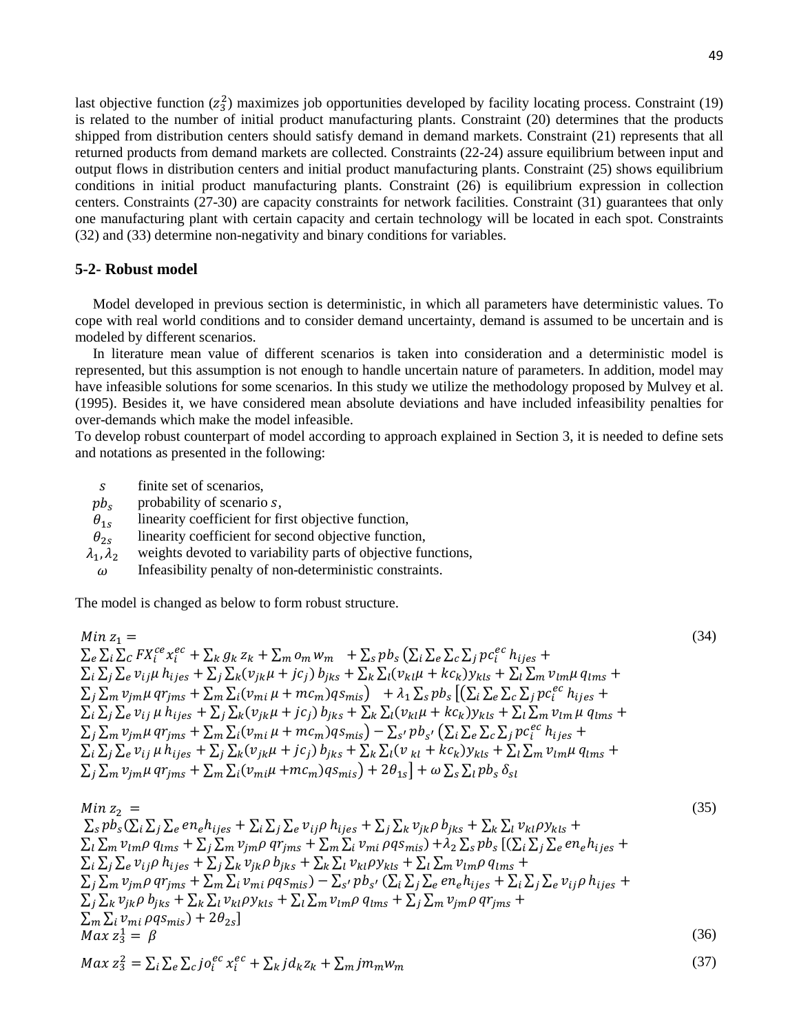last objective function ($z_3^2$) maximizes job opportunities developed by facility locating process. Constraint (19) is related to the number of initial product manufacturing plants. Constraint (20) determines that the products shipped from distribution centers should satisfy demand in demand markets. Constraint (21) represents that all returned products from demand markets are collected. Constraints (22-24) assure equilibrium between input and output flows in distribution centers and initial product manufacturing plants. Constraint (25) shows equilibrium conditions in initial product manufacturing plants. Constraint (26) is equilibrium expression in collection centers. Constraints (27-30) are capacity constraints for network facilities. Constraint (31) guarantees that only one manufacturing plant with certain capacity and certain technology will be located in each spot. Constraints (32) and (33) determine non-negativity and binary conditions for variables.

## 5-2- Robust model

Model developed in previous section is deterministic, in which all parameters have deterministic values. To cope with real world conditions and to consider demand uncertainty, demand is assumed to be uncertain and is modeled by different scenarios.

In literature mean value of different scenarios is taken into consideration and a deterministic model is represented, but this assumption is not enough to handle uncertain nature of parameters. In addition, model may have infeasible solutions for some scenarios. In this study we utilize the methodology proposed by Mulvey et al. (1995). Besides it, we have considered mean absolute deviations and have included infeasibility penalties for over-demands which make the model infeasible.

To develop robust counterpart of model according to approach explained in Section 3, it is needed to define sets and notations as presented in the following:

- $s$ finite set of scenarios,
- $pb_s$ probability of scenario $s$,
- $\theta_{1s}$ linearity coefficient for first objective function,
- $\theta_{2s}$ linearity coefficient for second objective function,
- $\lambda_1, \lambda_2$ weights devoted to variability parts of objective functions,
- $\omega$ Infeasibility penalty of non-deterministic constraints.

The model is changed as below to form robust structure.

$$
\begin{aligned}
Min\ z_1 = {} & \sum_e \sum_i \sum_C FX_i^{ce} x_i^{ec} + \sum_k g_k z_k + \sum_m o_m w_m + \sum_s pb_s \Big( \sum_i \sum_e \sum_c \sum_j pc_i^{ec} h_{ijes} + \\
& \sum_i \sum_j \sum_e v_{ij} \mu\, h_{ijes} + \sum_j \sum_k (v_{jk}\mu + jc_j)\, b_{jks} + \sum_k \sum_l (v_{kl}\mu + kc_k) y_{kls} + \sum_l \sum_m v_{lm}\mu\, q_{lms} + \\
& \sum_j \sum_m v_{jm}\mu\, qr_{jms} + \sum_m \sum_i (v_{mi}\,\mu + mc_m) qs_{mis} \Big) + \lambda_1 \sum_s pb_s \Big[ \Big( \sum_i \sum_e \sum_c \sum_j pc_i^{ec}\, h_{ijes} + \\
& \sum_i \sum_j \sum_e v_{ij}\,\mu\, h_{ijes} + \sum_j \sum_k (v_{jk}\mu + jc_j)\, b_{jks} + \sum_k \sum_l (v_{kl}\mu + kc_k) y_{kls} + \sum_l \sum_m v_{lm}\,\mu\, q_{lms} + \\
& \sum_j \sum_m v_{jm}\mu\, qr_{jms} + \sum_m \sum_i (v_{mi}\,\mu + mc_m) qs_{mis} \Big) - \sum_{s'} pb_{s'} \Big( \sum_i \sum_e \sum_c \sum_j pc_i^{ec}\, h_{ijes} + \\
& \sum_i \sum_j \sum_e v_{ij}\,\mu\, h_{ijes} + \sum_j \sum_k (v_{jk}\mu + jc_j)\, b_{jks} + \sum_k \sum_l (v_{\,kl} + kc_k) y_{kls} + \sum_l \sum_m v_{lm}\mu\, q_{lms} + \\
& \sum_j \sum_m v_{jm}\mu\, qr_{jms} + \sum_m \sum_i (v_{mi}\mu + mc_m) qs_{mis} \Big) + 2\theta_{1s} \Big] + \omega \sum_s \sum_l pb_s\, \delta_{sl}
\end{aligned} \tag{34}
$$

$$
\begin{aligned}
Min\ z_2 = {} & \sum_s pb_s \Big( \sum_i \sum_j \sum_e en_e h_{ijes} + \sum_i \sum_j \sum_e v_{ij}\rho\, h_{ijes} + \sum_j \sum_k v_{jk}\rho\, b_{jks} + \sum_k \sum_l v_{kl}\rho y_{kls} + \\
& \sum_l \sum_m v_{lm}\rho\, q_{lms} + \sum_j \sum_m v_{jm}\rho\, qr_{jms} + \sum_m \sum_i v_{mi}\,\rho qs_{mis} \Big) + \lambda_2 \sum_s pb_s \Big[ \Big( \sum_i \sum_j \sum_e en_e h_{ijes} + \\
& \sum_i \sum_j \sum_e v_{ij}\rho\, h_{ijes} + \sum_j \sum_k v_{jk}\rho\, b_{jks} + \sum_k \sum_l v_{kl}\rho y_{kls} + \sum_l \sum_m v_{lm}\rho\, q_{lms} + \\
& \sum_j \sum_m v_{jm}\rho\, qr_{jms} + \sum_m \sum_i v_{mi}\,\rho qs_{mis} \Big) - \sum_{s'} pb_{s'} \Big( \sum_i \sum_j \sum_e en_e h_{ijes} + \sum_i \sum_j \sum_e v_{ij}\rho\, h_{ijes} + \\
& \sum_j \sum_k v_{jk}\rho\, b_{jks} + \sum_k \sum_l v_{kl}\rho y_{kls} + \sum_l \sum_m v_{lm}\rho\, q_{lms} + \sum_j \sum_m v_{jm}\rho\, qr_{jms} + \\
& \sum_m \sum_i v_{mi}\,\rho qs_{mis} \Big) + 2\theta_{2s} \Big]
\end{aligned} \tag{35}
$$

$$
Max\ z_3^1 = \beta \tag{36}
$$

$$
Max\ z_3^2 = \sum_i \sum_e \sum_c jo_i^{ec}\, x_i^{ec} + \sum_k jd_k z_k + \sum_m jm_m w_m \tag{37}
$$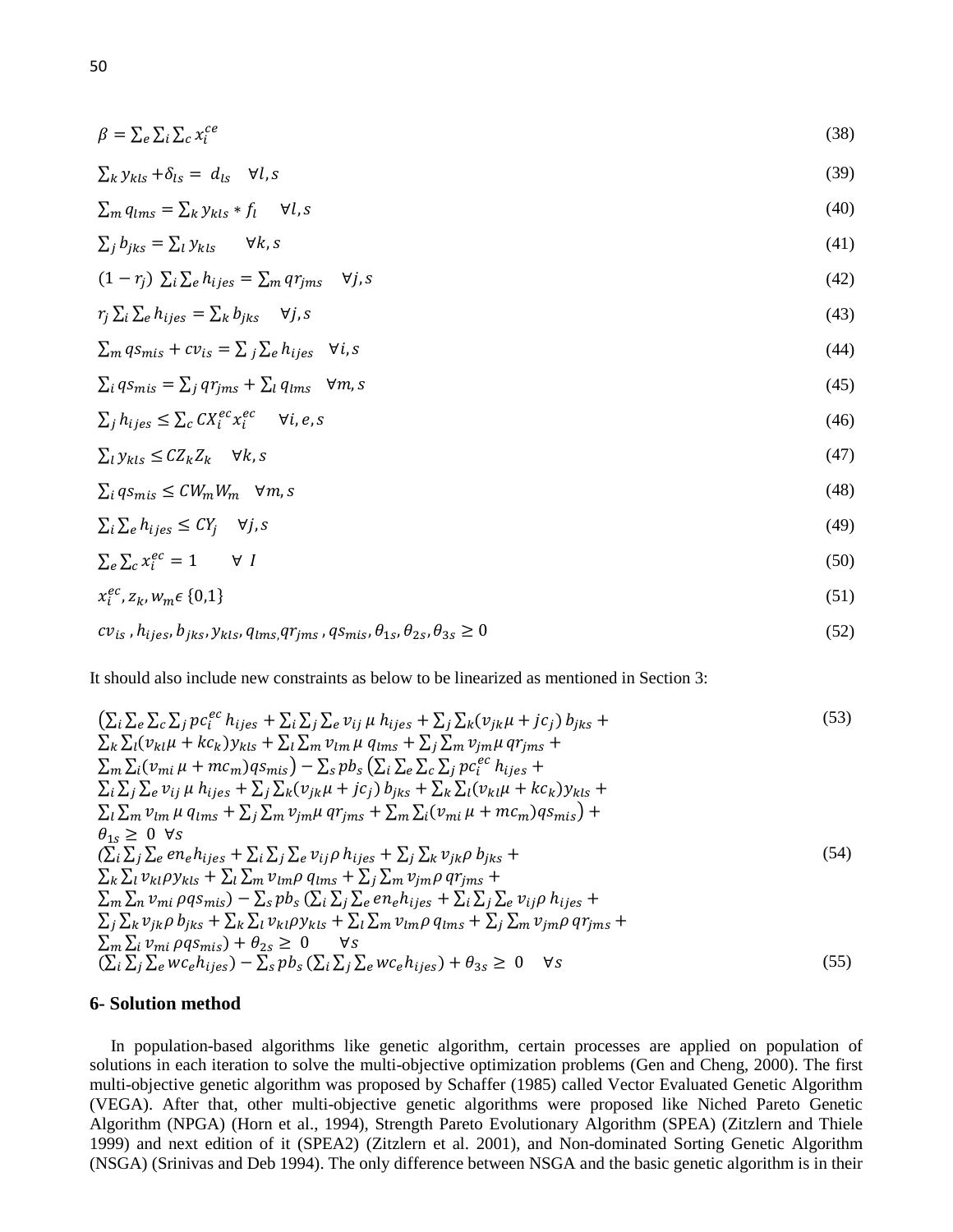$$\beta = \sum_e \sum_i \sum_c x_i^{ce} \tag{38}$$

$$\sum_k y_{kls} + \delta_{ls} = d_{ls} \quad \forall l, s \tag{39}$$

$$\sum_m q_{lms} = \sum_k y_{kls} * f_l \quad \forall l, s \tag{40}$$

$$\sum_j b_{jks} = \sum_l y_{kls} \quad \forall k, s \tag{41}$$

$$(1 - r_j) \sum_i \sum_e h_{ijes} = \sum_m qr_{jms} \quad \forall j, s \tag{42}$$

$$r_j \sum_i \sum_e h_{ijes} = \sum_k b_{jks} \quad \forall j, s \tag{43}$$

$$\sum_m qs_{mis} + cv_{is} = \sum_j \sum_e h_{ijes} \quad \forall i, s \tag{44}$$

$$\sum_i qs_{mis} = \sum_j qr_{jms} + \sum_l q_{lms} \quad \forall m, s \tag{45}$$

$$\sum_j h_{ijes} \leq \sum_c CX_i^{ec} x_i^{ec} \quad \forall i, e, s \tag{46}$$

$$\sum_l y_{kls} \leq CZ_k Z_k \quad \forall k, s \tag{47}$$

$$\sum_i qs_{mis} \leq CW_m W_m \quad \forall m, s \tag{48}$$

$$\sum_i \sum_e h_{ijes} \leq CY_j \quad \forall j, s \tag{49}$$

$$\sum_e \sum_c x_i^{ec} = 1 \quad \forall I \tag{50}$$

$$x_i^{ec}, z_k, w_m \in \{0,1\} \tag{51}$$

$$cv_{is}, h_{ijes}, b_{jks}, y_{kls}, q_{lms}, qr_{jms}, qs_{mis}, \theta_{1s}, \theta_{2s}, \theta_{3s} \geq 0 \tag{52}$$

It should also include new constraints as below to be linearized as mentioned in Section 3:

$$\begin{aligned}
&\Big(\sum_i \sum_e \sum_c \sum_j pc_i^{ec} h_{ijes} + \sum_i \sum_j \sum_e v_{ij} \mu h_{ijes} + \sum_j \sum_k (v_{jk}\mu + jc_j) b_{jks} + \\
&\sum_k \sum_l (v_{kl}\mu + kc_k) y_{kls} + \sum_l \sum_m v_{lm} \mu q_{lms} + \sum_j \sum_m v_{jm} \mu qr_{jms} + \\
&\sum_m \sum_i (v_{mi} \mu + mc_m) qs_{mis}\Big) - \sum_s pb_s \Big(\sum_i \sum_e \sum_c \sum_j pc_i^{ec} h_{ijes} + \\
&\sum_i \sum_j \sum_e v_{ij} \mu h_{ijes} + \sum_j \sum_k (v_{jk}\mu + jc_j) b_{jks} + \sum_k \sum_l (v_{kl}\mu + kc_k) y_{kls} + \\
&\sum_l \sum_m v_{lm} \mu q_{lms} + \sum_j \sum_m v_{jm} \mu qr_{jms} + \sum_m \sum_i (v_{mi} \mu + mc_m) qs_{mis}\Big) + \\
&\theta_{1s} \geq 0 \quad \forall s
\end{aligned} \tag{53}$$

$$\begin{aligned}
&\Big(\sum_i \sum_j \sum_e en_e h_{ijes} + \sum_i \sum_j \sum_e v_{ij} \rho h_{ijes} + \sum_j \sum_k v_{jk} \rho b_{jks} + \\
&\sum_k \sum_l v_{kl} \rho y_{kls} + \sum_l \sum_m v_{lm} \rho q_{lms} + \sum_j \sum_m v_{jm} \rho qr_{jms} + \\
&\sum_m \sum_n v_{mi} \rho qs_{mis}\Big) - \sum_s pb_s \Big(\sum_i \sum_j \sum_e en_e h_{ijes} + \sum_i \sum_j \sum_e v_{ij} \rho h_{ijes} + \\
&\sum_j \sum_k v_{jk} \rho b_{jks} + \sum_k \sum_l v_{kl} \rho y_{kls} + \sum_l \sum_m v_{lm} \rho q_{lms} + \sum_j \sum_m v_{jm} \rho qr_{jms} + \\
&\sum_m \sum_i v_{mi} \rho qs_{mis}\Big) + \theta_{2s} \geq 0 \quad \forall s
\end{aligned} \tag{54}$$

$$\Big(\sum_i \sum_j \sum_e wc_e h_{ijes}\Big) - \sum_s pb_s \Big(\sum_i \sum_j \sum_e wc_e h_{ijes}\Big) + \theta_{3s} \geq 0 \quad \forall s \tag{55}$$

## 6- Solution method

In population-based algorithms like genetic algorithm, certain processes are applied on population of solutions in each iteration to solve the multi-objective optimization problems (Gen and Cheng, 2000). The first multi-objective genetic algorithm was proposed by Schaffer (1985) called Vector Evaluated Genetic Algorithm (VEGA). After that, other multi-objective genetic algorithms were proposed like Niched Pareto Genetic Algorithm (NPGA) (Horn et al., 1994), Strength Pareto Evolutionary Algorithm (SPEA) (Zitzlern and Thiele 1999) and next edition of it (SPEA2) (Zitzlern et al. 2001), and Non-dominated Sorting Genetic Algorithm (NSGA) (Srinivas and Deb 1994). The only difference between NSGA and the basic genetic algorithm is in their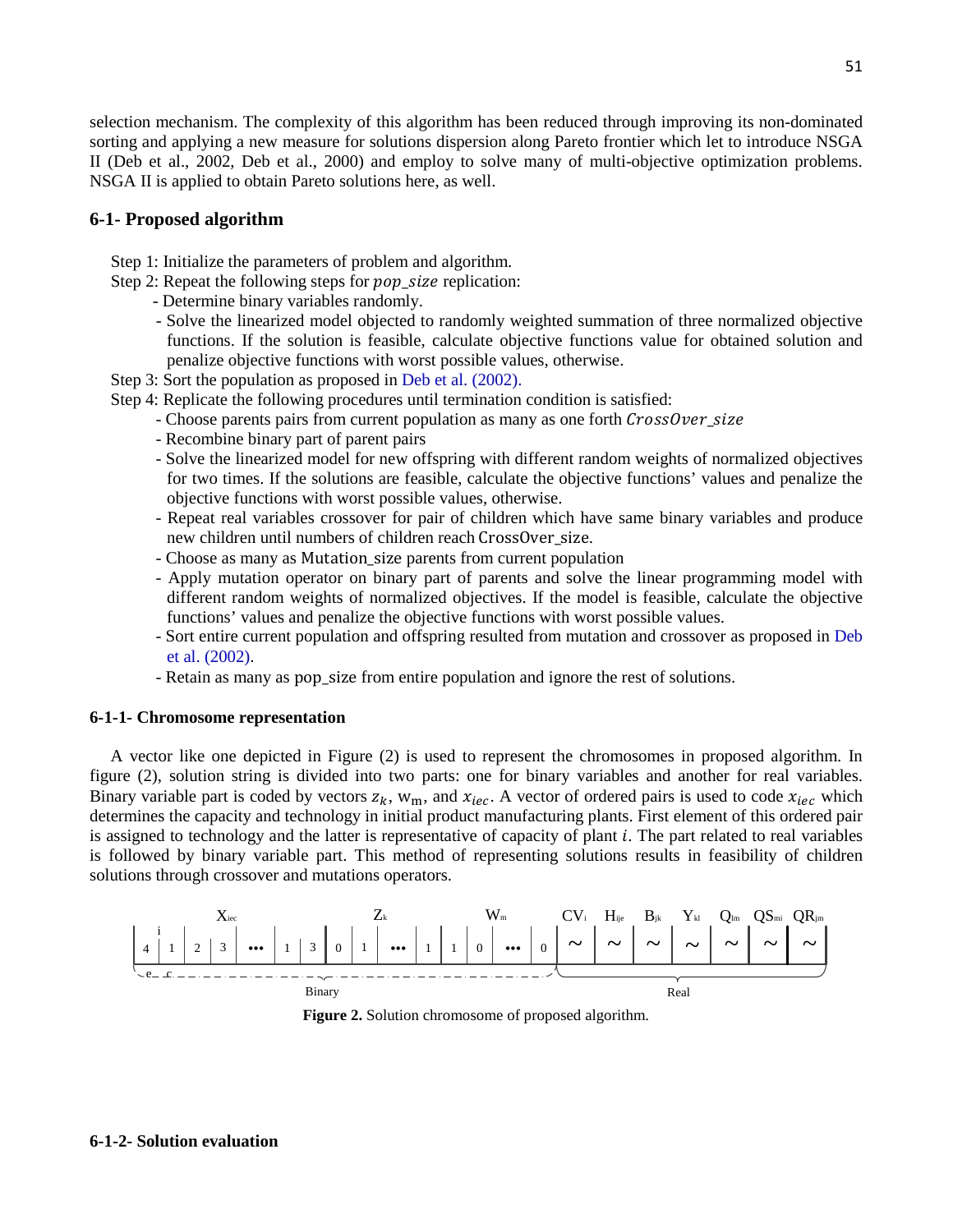selection mechanism. The complexity of this algorithm has been reduced through improving its non-dominated sorting and applying a new measure for solutions dispersion along Pareto frontier which let to introduce NSGA II (Deb et al., 2002, Deb et al., 2000) and employ to solve many of multi-objective optimization problems. NSGA II is applied to obtain Pareto solutions here, as well.

## 6-1- Proposed algorithm

Step 1: Initialize the parameters of problem and algorithm.

Step 2: Repeat the following steps for $pop\_size$ replication:

- Determine binary variables randomly.
- Solve the linearized model objected to randomly weighted summation of three normalized objective functions. If the solution is feasible, calculate objective functions value for obtained solution and penalize objective functions with worst possible values, otherwise.

Step 3: Sort the population as proposed in Deb et al. (2002).

Step 4: Replicate the following procedures until termination condition is satisfied:

- Choose parents pairs from current population as many as one forth $CrossOver\_size$
- Recombine binary part of parent pairs
- Solve the linearized model for new offspring with different random weights of normalized objectives for two times. If the solutions are feasible, calculate the objective functions' values and penalize the objective functions with worst possible values, otherwise.
- Repeat real variables crossover for pair of children which have same binary variables and produce new children until numbers of children reach CrossOver_size.
- Choose as many as Mutation_size parents from current population
- Apply mutation operator on binary part of parents and solve the linear programming model with different random weights of normalized objectives. If the model is feasible, calculate the objective functions' values and penalize the objective functions with worst possible values.
- Sort entire current population and offspring resulted from mutation and crossover as proposed in Deb et al. (2002).
- Retain as many as pop_size from entire population and ignore the rest of solutions.

### 6-1-1- Chromosome representation

A vector like one depicted in Figure (2) is used to represent the chromosomes in proposed algorithm. In figure (2), solution string is divided into two parts: one for binary variables and another for real variables. Binary variable part is coded by vectors $z_k$, $\mathrm{w_m}$, and $x_{iec}$. A vector of ordered pairs is used to code $x_{iec}$ which determines the capacity and technology in initial product manufacturing plants. First element of this ordered pair is assigned to technology and the latter is representative of capacity of plant $i$. The part related to real variables is followed by binary variable part. This method of representing solutions results in feasibility of children solutions through crossover and mutations operators.

| $X_{iec}$ | | | | | | | $Z_k$ | | | | | $W_m$ | | | | $CV_i$ | $H_{ije}$ | $B_{jk}$ | $Y_{kl}$ | $Q_{lm}$ | $QS_{mi}$ | $QR_{jm}$ |
|---|---|---|---|---|---|---|---|---|---|---|---|---|---|---|---|---|---|---|---|---|---|---|
| 4 | 1 | 2 | 3 | ••• | 1 | 3 | 0 | 1 | ••• | 1 | 1 | 0 | ••• | 0 | | ~ | ~ | ~ | ~ | ~ | ~ | ~ |
| Binary | | | | | | | | | | | | | | | | Real | | | | | | |

**Figure 2.** Solution chromosome of proposed algorithm.

### 6-1-2- Solution evaluation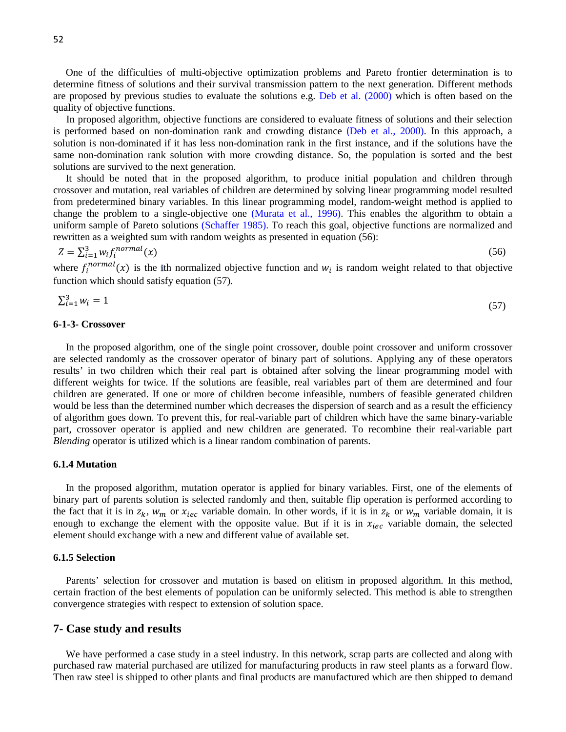One of the difficulties of multi-objective optimization problems and Pareto frontier determination is to determine fitness of solutions and their survival transmission pattern to the next generation. Different methods are proposed by previous studies to evaluate the solutions e.g. Deb et al. (2000) which is often based on the quality of objective functions.

In proposed algorithm, objective functions are considered to evaluate fitness of solutions and their selection is performed based on non-domination rank and crowding distance (Deb et al., 2000). In this approach, a solution is non-dominated if it has less non-domination rank in the first instance, and if the solutions have the same non-domination rank solution with more crowding distance. So, the population is sorted and the best solutions are survived to the next generation.

It should be noted that in the proposed algorithm, to produce initial population and children through crossover and mutation, real variables of children are determined by solving linear programming model resulted from predetermined binary variables. In this linear programming model, random-weight method is applied to change the problem to a single-objective one (Murata et al., 1996). This enables the algorithm to obtain a uniform sample of Pareto solutions (Schaffer 1985). To reach this goal, objective functions are normalized and rewritten as a weighted sum with random weights as presented in equation (56):

$$Z = \sum_{i=1}^{3} w_i f_i^{normal}(x) \tag{56}$$

where $f_i^{normal}(x)$ is the ith normalized objective function and $w_i$ is random weight related to that objective function which should satisfy equation (57).

$$\sum_{i=1}^{3} w_i = 1 \tag{57}$$

#### 6-1-3- Crossover

In the proposed algorithm, one of the single point crossover, double point crossover and uniform crossover are selected randomly as the crossover operator of binary part of solutions. Applying any of these operators results' in two children which their real part is obtained after solving the linear programming model with different weights for twice. If the solutions are feasible, real variables part of them are determined and four children are generated. If one or more of children become infeasible, numbers of feasible generated children would be less than the determined number which decreases the dispersion of search and as a result the efficiency of algorithm goes down. To prevent this, for real-variable part of children which have the same binary-variable part, crossover operator is applied and new children are generated. To recombine their real-variable part *Blending* operator is utilized which is a linear random combination of parents.

#### 6.1.4 Mutation

In the proposed algorithm, mutation operator is applied for binary variables. First, one of the elements of binary part of parents solution is selected randomly and then, suitable flip operation is performed according to the fact that it is in $z_k$, $w_m$ or $x_{iec}$ variable domain. In other words, if it is in $z_k$ or $w_m$ variable domain, it is enough to exchange the element with the opposite value. But if it is in $x_{iec}$ variable domain, the selected element should exchange with a new and different value of available set.

#### 6.1.5 Selection

Parents' selection for crossover and mutation is based on elitism in proposed algorithm. In this method, certain fraction of the best elements of population can be uniformly selected. This method is able to strengthen convergence strategies with respect to extension of solution space.

## 7- Case study and results

We have performed a case study in a steel industry. In this network, scrap parts are collected and along with purchased raw material purchased are utilized for manufacturing products in raw steel plants as a forward flow. Then raw steel is shipped to other plants and final products are manufactured which are then shipped to demand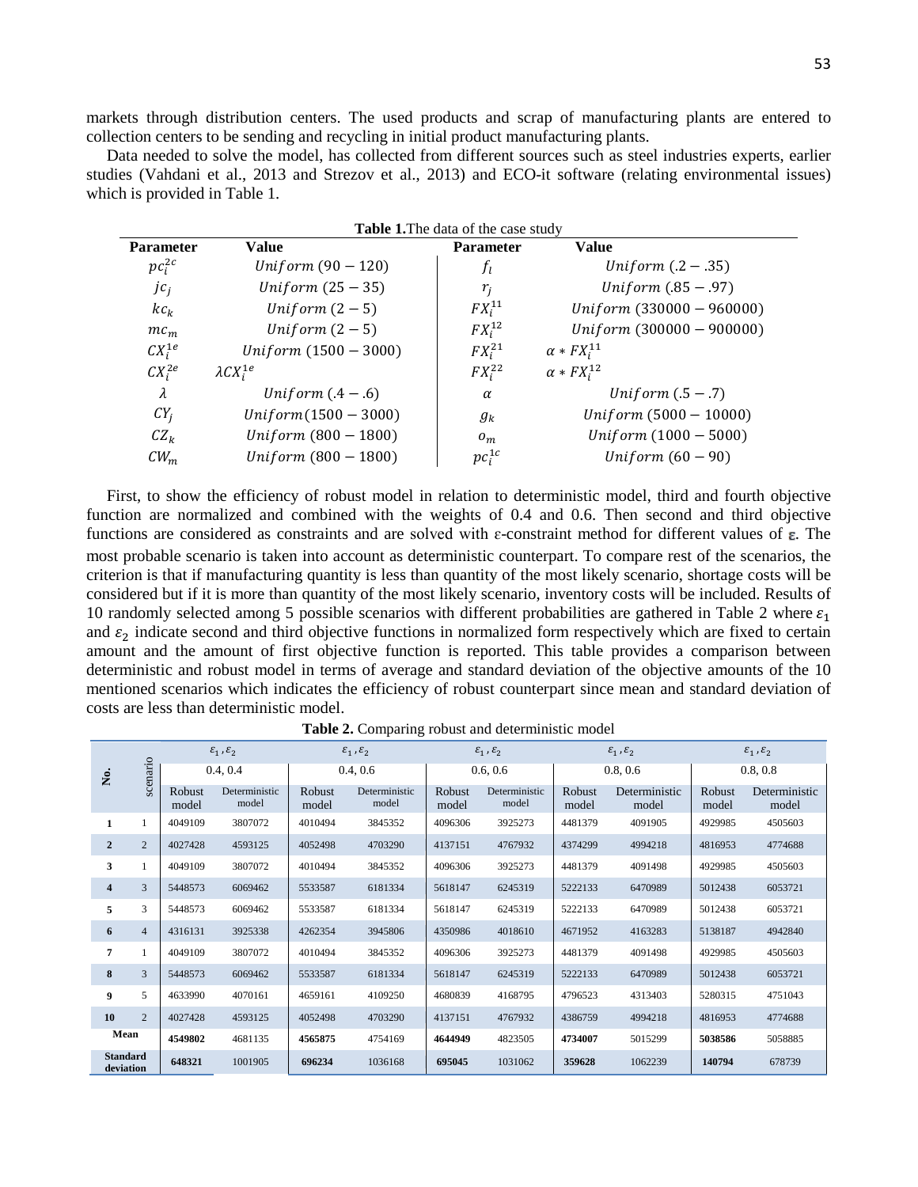markets through distribution centers. The used products and scrap of manufacturing plants are entered to collection centers to be sending and recycling in initial product manufacturing plants.

Data needed to solve the model, has collected from different sources such as steel industries experts, earlier studies (Vahdani et al., 2013 and Strezov et al., 2013) and ECO-it software (relating environmental issues) which is provided in Table 1.

**Table 1.** The data of the case study

| Parameter | Value | Parameter | Value |
|---|---|---|---|
| $pc_i^{2c}$ | $Uniform\ (90-120)$ | $f_l$ | $Uniform\ (.2-.35)$ |
| $jc_j$ | $Uniform\ (25-35)$ | $r_j$ | $Uniform\ (.85-.97)$ |
| $kc_k$ | $Uniform\ (2-5)$ | $FX_i^{11}$ | $Uniform\ (330000-960000)$ |
| $mc_m$ | $Uniform\ (2-5)$ | $FX_i^{12}$ | $Uniform\ (300000-900000)$ |
| $CX_i^{1e}$ | $Uniform\ (1500-3000)$ | $FX_i^{21}$ | $\alpha * FX_i^{11}$ |
| $CX_i^{2e}$ | $\lambda CX_i^{1e}$ | $FX_i^{22}$ | $\alpha * FX_i^{12}$ |
| $\lambda$ | $Uniform\ (.4-.6)$ | $\alpha$ | $Uniform\ (.5-.7)$ |
| $CY_j$ | $Uniform(1500-3000)$ | $g_k$ | $Uniform\ (5000-10000)$ |
| $CZ_k$ | $Uniform\ (800-1800)$ | $o_m$ | $Uniform\ (1000-5000)$ |
| $CW_m$ | $Uniform\ (800-1800)$ | $pc_i^{1c}$ | $Uniform\ (60-90)$ |

First, to show the efficiency of robust model in relation to deterministic model, third and fourth objective function are normalized and combined with the weights of 0.4 and 0.6. Then second and third objective functions are considered as constraints and are solved with ε-constraint method for different values of $\varepsilon$. The most probable scenario is taken into account as deterministic counterpart. To compare rest of the scenarios, the criterion is that if manufacturing quantity is less than quantity of the most likely scenario, shortage costs will be considered but if it is more than quantity of the most likely scenario, inventory costs will be included. Results of 10 randomly selected among 5 possible scenarios with different probabilities are gathered in Table 2 where $\varepsilon_1$ and $\varepsilon_2$ indicate second and third objective functions in normalized form respectively which are fixed to certain amount and the amount of first objective function is reported. This table provides a comparison between deterministic and robust model in terms of average and standard deviation of the objective amounts of the 10 mentioned scenarios which indicates the efficiency of robust counterpart since mean and standard deviation of costs are less than deterministic model.

**Table 2.** Comparing robust and deterministic model

| No. | scenario | $\varepsilon_1, \varepsilon_2$ | | $\varepsilon_1, \varepsilon_2$ | | $\varepsilon_1, \varepsilon_2$ | | $\varepsilon_1, \varepsilon_2$ | | $\varepsilon_1, \varepsilon_2$ | |
|---|---|---|---|---|---|---|---|---|---|---|---|
| | | 0.4, 0.4 | | 0.4, 0.6 | | 0.6, 0.6 | | 0.8, 0.6 | | 0.8, 0.8 | |
| | | Robust model | Deterministic model | Robust model | Deterministic model | Robust model | Deterministic model | Robust model | Deterministic model | Robust model | Deterministic model |
| **1** | 1 | 4049109 | 3807072 | 4010494 | 3845352 | 4096306 | 3925273 | 4481379 | 4091905 | 4929985 | 4505603 |
| **2** | 2 | 4027428 | 4593125 | 4052498 | 4703290 | 4137151 | 4767932 | 4374299 | 4994218 | 4816953 | 4774688 |
| **3** | 1 | 4049109 | 3807072 | 4010494 | 3845352 | 4096306 | 3925273 | 4481379 | 4091498 | 4929985 | 4505603 |
| **4** | 3 | 5448573 | 6069462 | 5533587 | 6181334 | 5618147 | 6245319 | 5222133 | 6470989 | 5012438 | 6053721 |
| **5** | 3 | 5448573 | 6069462 | 5533587 | 6181334 | 5618147 | 6245319 | 5222133 | 6470989 | 5012438 | 6053721 |
| **6** | 4 | 4316131 | 3925338 | 4262354 | 3945806 | 4350986 | 4018610 | 4671952 | 4163283 | 5138187 | 4942840 |
| **7** | 1 | 4049109 | 3807072 | 4010494 | 3845352 | 4096306 | 3925273 | 4481379 | 4091498 | 4929985 | 4505603 |
| **8** | 3 | 5448573 | 6069462 | 5533587 | 6181334 | 5618147 | 6245319 | 5222133 | 6470989 | 5012438 | 6053721 |
| **9** | 5 | 4633990 | 4070161 | 4659161 | 4109250 | 4680839 | 4168795 | 4796523 | 4313403 | 5280315 | 4751043 |
| **10** | 2 | 4027428 | 4593125 | 4052498 | 4703290 | 4137151 | 4767932 | 4386759 | 4994218 | 4816953 | 4774688 |
| **Mean** | | **4549802** | 4681135 | **4565875** | 4754169 | **4644949** | 4823505 | **4734007** | 5015299 | **5038586** | 5058885 |
| **Standard deviation** | | **648321** | 1001905 | **696234** | 1036168 | **695045** | 1031062 | **359628** | 1062239 | **140794** | 678739 |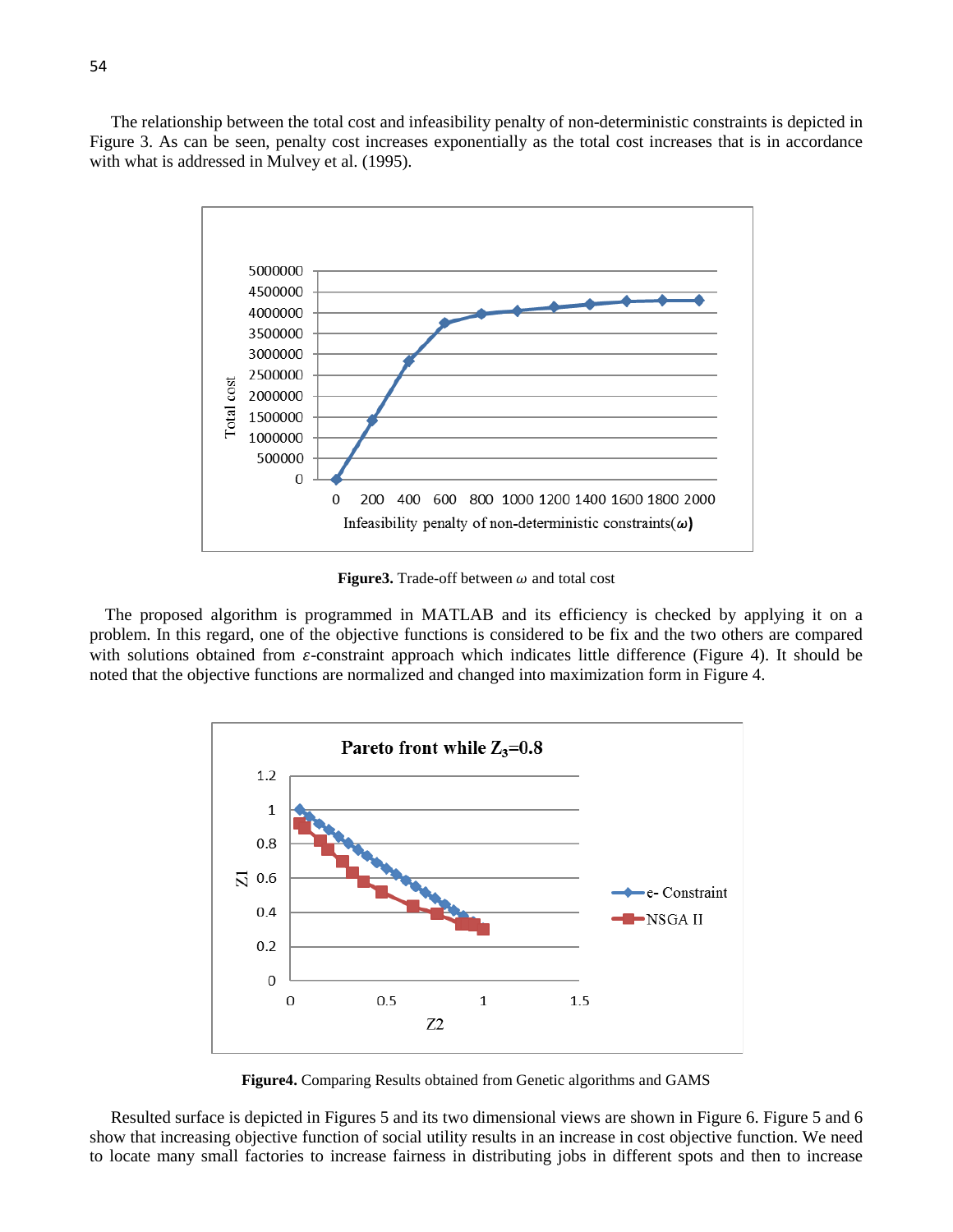The relationship between the total cost and infeasibility penalty of non-deterministic constraints is depicted in Figure 3. As can be seen, penalty cost increases exponentially as the total cost increases that is in accordance with what is addressed in Mulvey et al. (1995).

**Figure3.** Trade-off between $\omega$ and total cost

The proposed algorithm is programmed in MATLAB and its efficiency is checked by applying it on a problem. In this regard, one of the objective functions is considered to be fix and the two others are compared with solutions obtained from $\varepsilon$-constraint approach which indicates little difference (Figure 4). It should be noted that the objective functions are normalized and changed into maximization form in Figure 4.

**Figure4.** Comparing Results obtained from Genetic algorithms and GAMS

Resulted surface is depicted in Figures 5 and its two dimensional views are shown in Figure 6. Figure 5 and 6 show that increasing objective function of social utility results in an increase in cost objective function. We need to locate many small factories to increase fairness in distributing jobs in different spots and then to increase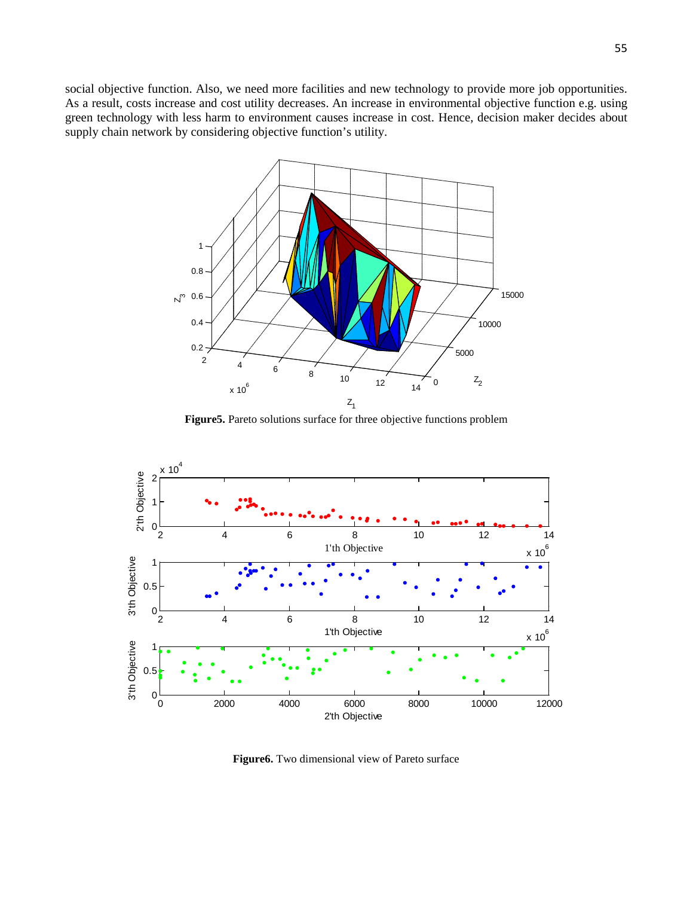social objective function. Also, we need more facilities and new technology to provide more job opportunities. As a result, costs increase and cost utility decreases. An increase in environmental objective function e.g. using green technology with less harm to environment causes increase in cost. Hence, decision maker decides about supply chain network by considering objective function's utility.

**Figure5.** Pareto solutions surface for three objective functions problem

**Figure6.** Two dimensional view of Pareto surface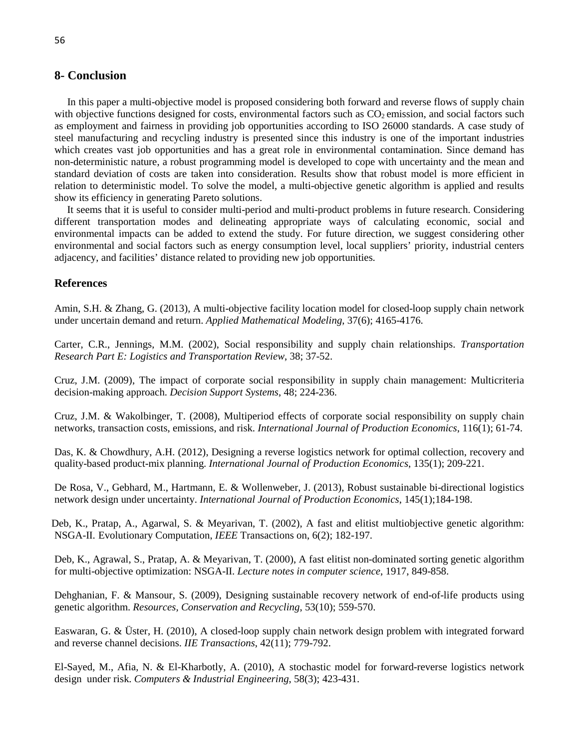## 8- Conclusion

In this paper a multi-objective model is proposed considering both forward and reverse flows of supply chain with objective functions designed for costs, environmental factors such as $CO_2$ emission, and social factors such as employment and fairness in providing job opportunities according to ISO 26000 standards. A case study of steel manufacturing and recycling industry is presented since this industry is one of the important industries which creates vast job opportunities and has a great role in environmental contamination. Since demand has non-deterministic nature, a robust programming model is developed to cope with uncertainty and the mean and standard deviation of costs are taken into consideration. Results show that robust model is more efficient in relation to deterministic model. To solve the model, a multi-objective genetic algorithm is applied and results show its efficiency in generating Pareto solutions.

It seems that it is useful to consider multi-period and multi-product problems in future research. Considering different transportation modes and delineating appropriate ways of calculating economic, social and environmental impacts can be added to extend the study. For future direction, we suggest considering other environmental and social factors such as energy consumption level, local suppliers' priority, industrial centers adjacency, and facilities' distance related to providing new job opportunities.

## References

Amin, S.H. & Zhang, G. (2013), A multi-objective facility location model for closed-loop supply chain network under uncertain demand and return. *Applied Mathematical Modeling*, 37(6); 4165-4176.

Carter, C.R., Jennings, M.M. (2002), Social responsibility and supply chain relationships. *Transportation Research Part E: Logistics and Transportation Review*, 38; 37-52.

Cruz, J.M. (2009), The impact of corporate social responsibility in supply chain management: Multicriteria decision-making approach. *Decision Support Systems*, 48; 224-236.

Cruz, J.M. & Wakolbinger, T. (2008), Multiperiod effects of corporate social responsibility on supply chain networks, transaction costs, emissions, and risk. *International Journal of Production Economics*, 116(1); 61-74.

Das, K. & Chowdhury, A.H. (2012), Designing a reverse logistics network for optimal collection, recovery and quality-based product-mix planning. *International Journal of Production Economics*, 135(1); 209-221.

De Rosa, V., Gebhard, M., Hartmann, E. & Wollenweber, J. (2013), Robust sustainable bi-directional logistics network design under uncertainty. *International Journal of Production Economics*, 145(1);184-198.

Deb, K., Pratap, A., Agarwal, S. & Meyarivan, T. (2002), A fast and elitist multiobjective genetic algorithm: NSGA-II. Evolutionary Computation, *IEEE* Transactions on, 6(2); 182-197.

Deb, K., Agrawal, S., Pratap, A. & Meyarivan, T. (2000), A fast elitist non-dominated sorting genetic algorithm for multi-objective optimization: NSGA-II. *Lecture notes in computer science*, 1917, 849-858.

Dehghanian, F. & Mansour, S. (2009), Designing sustainable recovery network of end-of-life products using genetic algorithm. *Resources, Conservation and Recycling*, 53(10); 559-570.

Easwaran, G. & Üster, H. (2010), A closed-loop supply chain network design problem with integrated forward and reverse channel decisions. *IIE Transactions*, 42(11); 779-792.

El-Sayed, M., Afia, N. & El-Kharbotly, A. (2010), A stochastic model for forward-reverse logistics network design under risk. *Computers & Industrial Engineering*, 58(3); 423-431.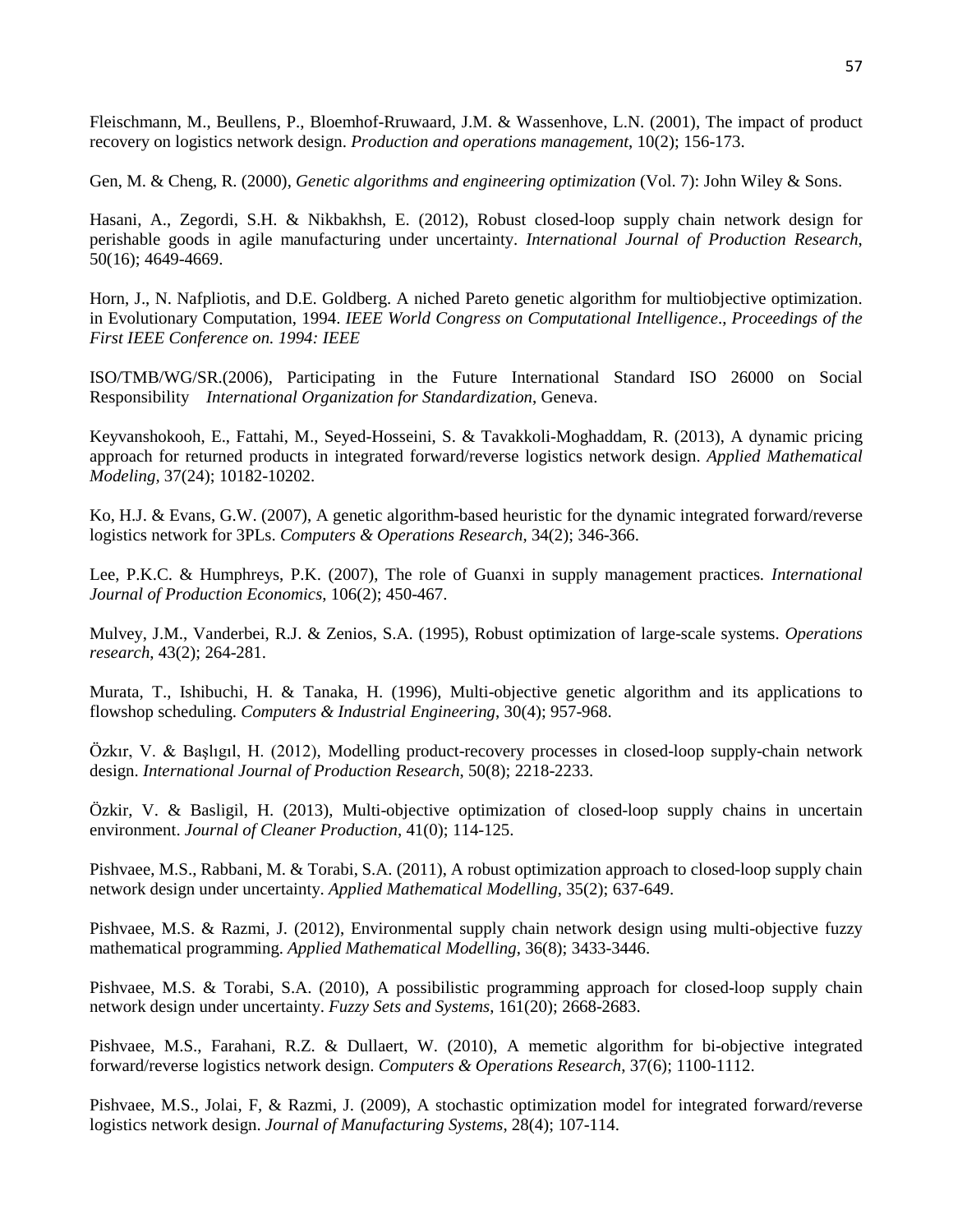Fleischmann, M., Beullens, P., Bloemhof-Rruwaard, J.M. & Wassenhove, L.N. (2001), The impact of product recovery on logistics network design. *Production and operations management*, 10(2); 156-173.

Gen, M. & Cheng, R. (2000), *Genetic algorithms and engineering optimization* (Vol. 7): John Wiley & Sons.

Hasani, A., Zegordi, S.H. & Nikbakhsh, E. (2012), Robust closed-loop supply chain network design for perishable goods in agile manufacturing under uncertainty. *International Journal of Production Research*, 50(16); 4649-4669.

Horn, J., N. Nafpliotis, and D.E. Goldberg. A niched Pareto genetic algorithm for multiobjective optimization. in Evolutionary Computation, 1994. *IEEE World Congress on Computational Intelligence., Proceedings of the First IEEE Conference on. 1994: IEEE*

ISO/TMB/WG/SR.(2006), Participating in the Future International Standard ISO 26000 on Social Responsibility *International Organization for Standardization*, Geneva.

Keyvanshokooh, E., Fattahi, M., Seyed-Hosseini, S. & Tavakkoli-Moghaddam, R. (2013), A dynamic pricing approach for returned products in integrated forward/reverse logistics network design. *Applied Mathematical Modeling*, 37(24); 10182-10202.

Ko, H.J. & Evans, G.W. (2007), A genetic algorithm-based heuristic for the dynamic integrated forward/reverse logistics network for 3PLs. *Computers & Operations Research,* 34(2); 346-366.

Lee, P.K.C. & Humphreys, P.K. (2007), The role of Guanxi in supply management practices. *International Journal of Production Economics*, 106(2); 450-467.

Mulvey, J.M., Vanderbei, R.J. & Zenios, S.A. (1995), Robust optimization of large-scale systems. *Operations research*, 43(2); 264-281.

Murata, T., Ishibuchi, H. & Tanaka, H. (1996), Multi-objective genetic algorithm and its applications to flowshop scheduling. *Computers & Industrial Engineering*, 30(4); 957-968.

Özkır, V. & Başlıgıl, H. (2012), Modelling product-recovery processes in closed-loop supply-chain network design. *International Journal of Production Research*, 50(8); 2218-2233.

Özkir, V. & Basligil, H. (2013), Multi-objective optimization of closed-loop supply chains in uncertain environment. *Journal of Cleaner Production*, 41(0); 114-125.

Pishvaee, M.S., Rabbani, M. & Torabi, S.A. (2011), A robust optimization approach to closed-loop supply chain network design under uncertainty. *Applied Mathematical Modelling*, 35(2); 637-649.

Pishvaee, M.S. & Razmi, J. (2012), Environmental supply chain network design using multi-objective fuzzy mathematical programming. *Applied Mathematical Modelling*, 36(8); 3433-3446.

Pishvaee, M.S. & Torabi, S.A. (2010), A possibilistic programming approach for closed-loop supply chain network design under uncertainty. *Fuzzy Sets and Systems*, 161(20); 2668-2683.

Pishvaee, M.S., Farahani, R.Z. & Dullaert, W. (2010), A memetic algorithm for bi-objective integrated forward/reverse logistics network design. *Computers & Operations Research*, 37(6); 1100-1112.

Pishvaee, M.S., Jolai, F, & Razmi, J. (2009), A stochastic optimization model for integrated forward/reverse logistics network design. *Journal of Manufacturing Systems*, 28(4); 107-114.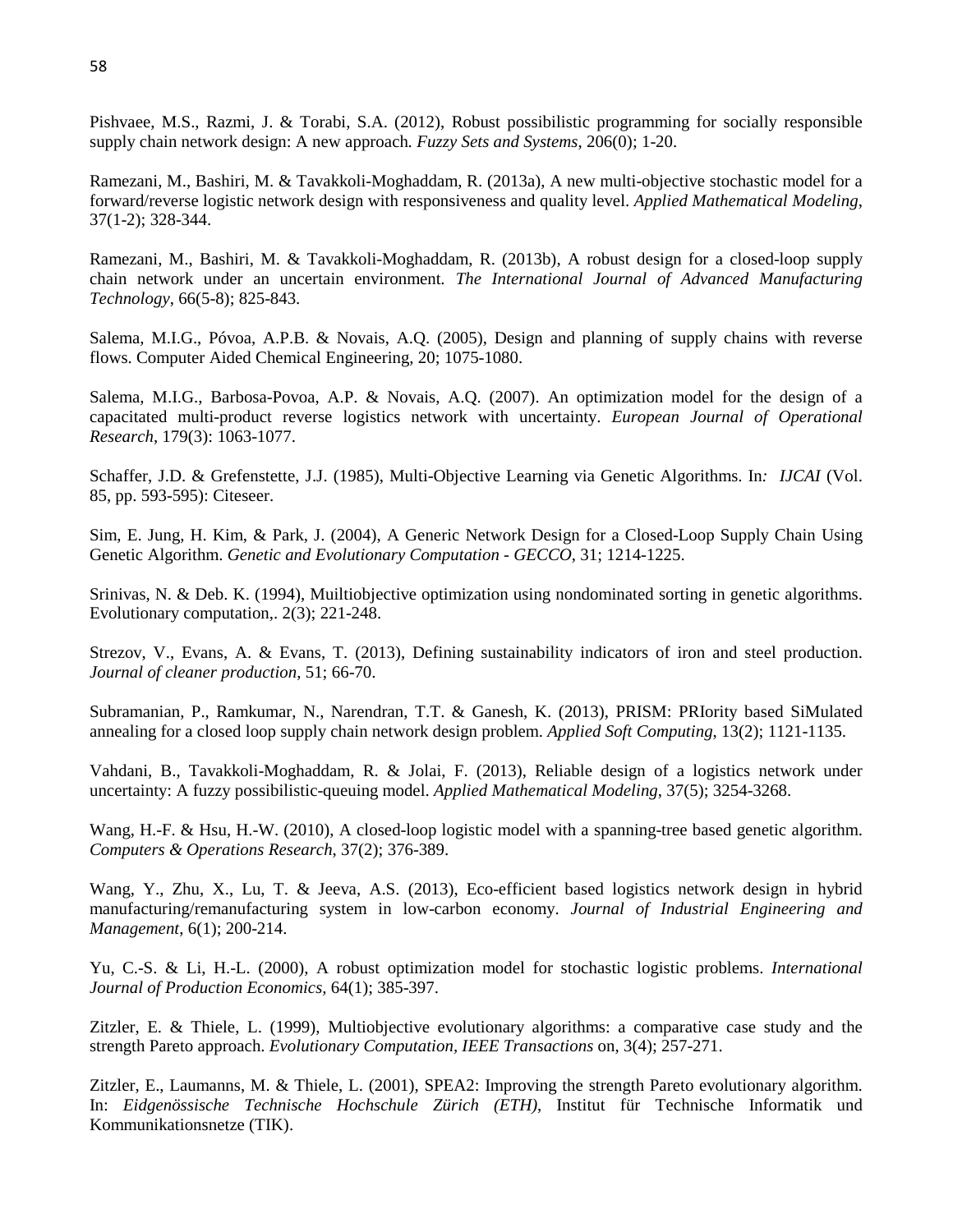Pishvaee, M.S., Razmi, J. & Torabi, S.A. (2012), Robust possibilistic programming for socially responsible supply chain network design: A new approach. *Fuzzy Sets and Systems*, 206(0); 1-20.

Ramezani, M., Bashiri, M. & Tavakkoli-Moghaddam, R. (2013a), A new multi-objective stochastic model for a forward/reverse logistic network design with responsiveness and quality level. *Applied Mathematical Modeling*, 37(1-2); 328-344.

Ramezani, M., Bashiri, M. & Tavakkoli-Moghaddam, R. (2013b), A robust design for a closed-loop supply chain network under an uncertain environment. *The International Journal of Advanced Manufacturing Technology*, 66(5-8); 825-843.

Salema, M.I.G., Póvoa, A.P.B. & Novais, A.Q. (2005), Design and planning of supply chains with reverse flows. Computer Aided Chemical Engineering, 20; 1075-1080.

Salema, M.I.G., Barbosa-Povoa, A.P. & Novais, A.Q. (2007). An optimization model for the design of a capacitated multi-product reverse logistics network with uncertainty. *European Journal of Operational Research*, 179(3): 1063-1077.

Schaffer, J.D. & Grefenstette, J.J. (1985), Multi-Objective Learning via Genetic Algorithms. In*: IJCAI* (Vol. 85, pp. 593-595): Citeseer.

Sim, E. Jung, H. Kim, & Park, J. (2004), A Generic Network Design for a Closed-Loop Supply Chain Using Genetic Algorithm. *Genetic and Evolutionary Computation - GECCO*, 31; 1214-1225.

Srinivas, N. & Deb. K. (1994), Muiltiobjective optimization using nondominated sorting in genetic algorithms. Evolutionary computation,. 2(3); 221-248.

Strezov, V., Evans, A. & Evans, T. (2013), Defining sustainability indicators of iron and steel production. *Journal of cleaner production*, 51; 66-70.

Subramanian, P., Ramkumar, N., Narendran, T.T. & Ganesh, K. (2013), PRISM: PRIority based SiMulated annealing for a closed loop supply chain network design problem. *Applied Soft Computing*, 13(2); 1121-1135.

Vahdani, B., Tavakkoli-Moghaddam, R. & Jolai, F. (2013), Reliable design of a logistics network under uncertainty: A fuzzy possibilistic-queuing model. *Applied Mathematical Modeling*, 37(5); 3254-3268.

Wang, H.-F. & Hsu, H.-W. (2010), A closed-loop logistic model with a spanning-tree based genetic algorithm. *Computers & Operations Research*, 37(2); 376-389.

Wang, Y., Zhu, X., Lu, T. & Jeeva, A.S. (2013), Eco-efficient based logistics network design in hybrid manufacturing/remanufacturing system in low-carbon economy. *Journal of Industrial Engineering and Management*, 6(1); 200-214.

Yu, C.-S. & Li, H.-L. (2000), A robust optimization model for stochastic logistic problems. *International Journal of Production Economics*, 64(1); 385-397.

Zitzler, E. & Thiele, L. (1999), Multiobjective evolutionary algorithms: a comparative case study and the strength Pareto approach. *Evolutionary Computation, IEEE Transactions* on, 3(4); 257-271.

Zitzler, E., Laumanns, M. & Thiele, L. (2001), SPEA2: Improving the strength Pareto evolutionary algorithm. In: *Eidgenössische Technische Hochschule Zürich (ETH)*, Institut für Technische Informatik und Kommunikationsnetze (TIK).